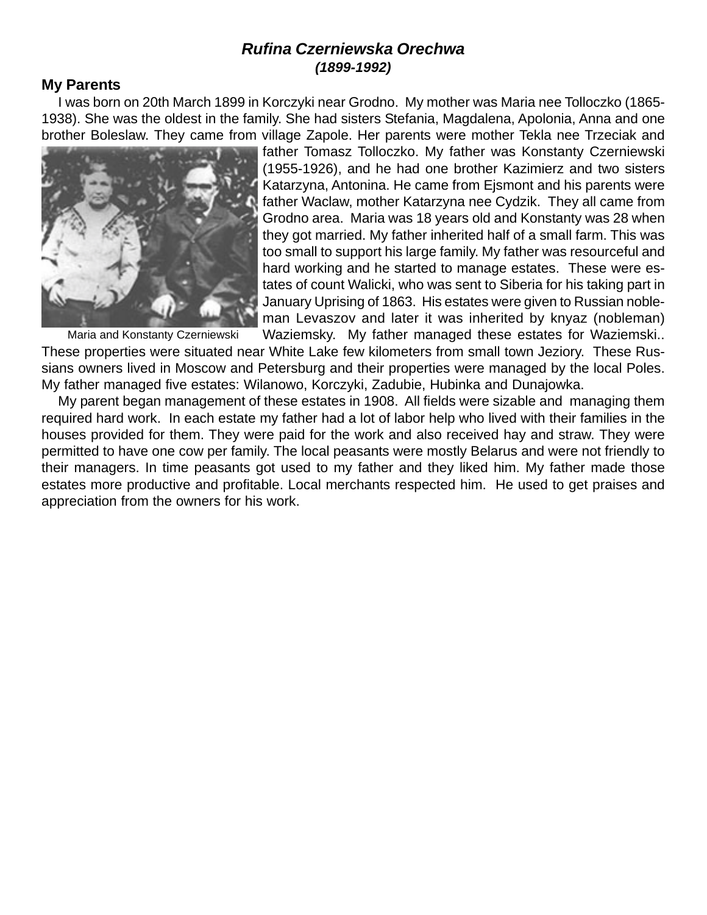# *Rufina Czerniewska Orechwa*

***(1899-1992)***

## My Parents

I was born on 20th March 1899 in Korczyki near Grodno. My mother was Maria nee Tolloczko (1865-1938). She was the oldest in the family. She had sisters Stefania, Magdalena, Apolonia, Anna and one brother Boleslaw. They came from village Zapole. Her parents were mother Tekla nee Trzeciak and father Tomasz Tolloczko. My father was Konstanty Czerniewski (1955-1926), and he had one brother Kazimierz and two sisters Katarzyna, Antonina. He came from Ejsmont and his parents were father Waclaw, mother Katarzyna nee Cydzik. They all came from Grodno area. Maria was 18 years old and Konstanty was 28 when they got married. My father inherited half of a small farm. This was too small to support his large family. My father was resourceful and hard working and he started to manage estates. These were estates of count Walicki, who was sent to Siberia for his taking part in January Uprising of 1863. His estates were given to Russian nobleman Levaszov and later it was inherited by knyaz (nobleman) Waziemsky. My father managed these estates for Waziemski.. These properties were situated near White Lake few kilometers from small town Jeziory. These Russians owners lived in Moscow and Petersburg and their properties were managed by the local Poles. My father managed five estates: Wilanowo, Korczyki, Zadubie, Hubinka and Dunajowka.

Maria and Konstanty Czerniewski

My parent began management of these estates in 1908. All fields were sizable and managing them required hard work. In each estate my father had a lot of labor help who lived with their families in the houses provided for them. They were paid for the work and also received hay and straw. They were permitted to have one cow per family. The local peasants were mostly Belarus and were not friendly to their managers. In time peasants got used to my father and they liked him. My father made those estates more productive and profitable. Local merchants respected him. He used to get praises and appreciation from the owners for his work.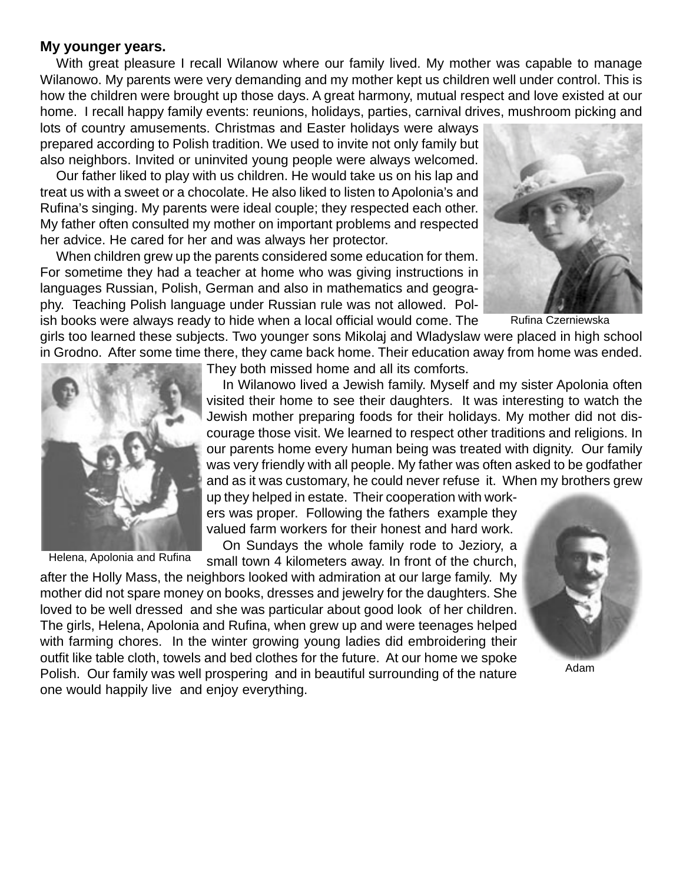**My younger years.**

With great pleasure I recall Wilanow where our family lived. My mother was capable to manage Wilanowo. My parents were very demanding and my mother kept us children well under control. This is how the children were brought up those days. A great harmony, mutual respect and love existed at our home. I recall happy family events: reunions, holidays, parties, carnival drives, mushroom picking and lots of country amusements. Christmas and Easter holidays were always prepared according to Polish tradition. We used to invite not only family but also neighbors. Invited or uninvited young people were always welcomed.

Our father liked to play with us children. He would take us on his lap and treat us with a sweet or a chocolate. He also liked to listen to Apolonia's and Rufina's singing. My parents were ideal couple; they respected each other. My father often consulted my mother on important problems and respected her advice. He cared for her and was always her protector.

When children grew up the parents considered some education for them. For sometime they had a teacher at home who was giving instructions in languages Russian, Polish, German and also in mathematics and geography. Teaching Polish language under Russian rule was not allowed. Polish books were always ready to hide when a local official would come. The girls too learned these subjects. Two younger sons Mikolaj and Wladyslaw were placed in high school in Grodno. After some time there, they came back home. Their education away from home was ended. They both missed home and all its comforts.

Rufina Czerniewska

In Wilanowo lived a Jewish family. Myself and my sister Apolonia often visited their home to see their daughters. It was interesting to watch the Jewish mother preparing foods for their holidays. My mother did not discourage those visit. We learned to respect other traditions and religions. In our parents home every human being was treated with dignity. Our family was very friendly with all people. My father was often asked to be godfather and as it was customary, he could never refuse it. When my brothers grew up they helped in estate. Their cooperation with workers was proper. Following the fathers example they valued farm workers for their honest and hard work.

Helena, Apolonia and Rufina

On Sundays the whole family rode to Jeziory, a small town 4 kilometers away. In front of the church, after the Holly Mass, the neighbors looked with admiration at our large family. My mother did not spare money on books, dresses and jewelry for the daughters. She loved to be well dressed and she was particular about good look of her children. The girls, Helena, Apolonia and Rufina, when grew up and were teenages helped with farming chores. In the winter growing young ladies did embroidering their outfit like table cloth, towels and bed clothes for the future. At our home we spoke Polish. Our family was well prospering and in beautiful surrounding of the nature one would happily live and enjoy everything.

Adam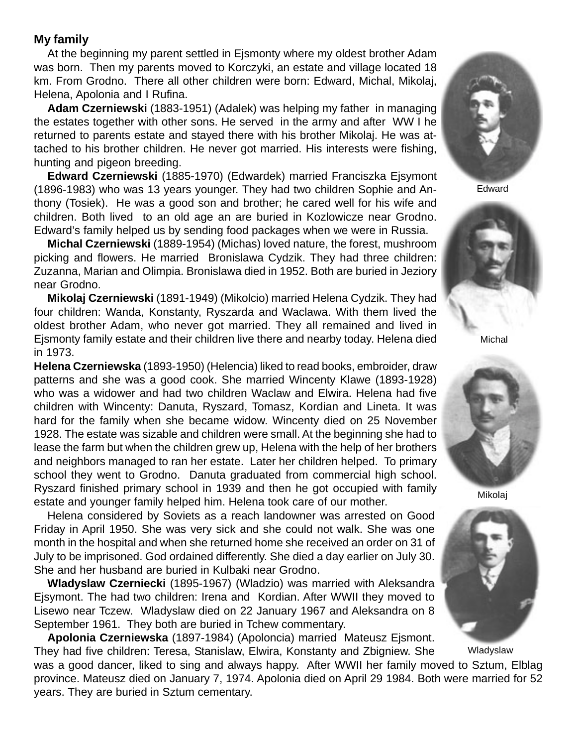## My family

At the beginning my parent settled in Ejsmonty where my oldest brother Adam was born. Then my parents moved to Korczyki, an estate and village located 18 km. From Grodno. There all other children were born: Edward, Michal, Mikolaj, Helena, Apolonia and I Rufina.

**Adam Czerniewski** (1883-1951) (Adalek) was helping my father in managing the estates together with other sons. He served in the army and after WW I he returned to parents estate and stayed there with his brother Mikolaj. He was attached to his brother children. He never got married. His interests were fishing, hunting and pigeon breeding.

**Edward Czerniewski** (1885-1970) (Edwardek) married Franciszka Ejsymont (1896-1983) who was 13 years younger. They had two children Sophie and Anthony (Tosiek). He was a good son and brother; he cared well for his wife and children. Both lived to an old age an are buried in Kozlowicze near Grodno. Edward's family helped us by sending food packages when we were in Russia.

Edward

**Michal Czerniewski** (1889-1954) (Michas) loved nature, the forest, mushroom picking and flowers. He married Bronislawa Cydzik. They had three children: Zuzanna, Marian and Olimpia. Bronislawa died in 1952. Both are buried in Jeziory near Grodno.

**Mikolaj Czerniewski** (1891-1949) (Mikolcio) married Helena Cydzik. They had four children: Wanda, Konstanty, Ryszarda and Waclawa. With them lived the oldest brother Adam, who never got married. They all remained and lived in Ejsmonty family estate and their children live there and nearby today. Helena died in 1973.

Michal

**Helena Czerniewska** (1893-1950) (Helencia) liked to read books, embroider, draw patterns and she was a good cook. She married Wincenty Klawe (1893-1928) who was a widower and had two children Waclaw and Elwira. Helena had five children with Wincenty: Danuta, Ryszard, Tomasz, Kordian and Lineta. It was hard for the family when she became widow. Wincenty died on 25 November 1928. The estate was sizable and children were small. At the beginning she had to lease the farm but when the children grew up, Helena with the help of her brothers and neighbors managed to ran her estate. Later her children helped. To primary school they went to Grodno. Danuta graduated from commercial high school. Ryszard finished primary school in 1939 and then he got occupied with family estate and younger family helped him. Helena took care of our mother.

Mikolaj

Helena considered by Soviets as a reach landowner was arrested on Good Friday in April 1950. She was very sick and she could not walk. She was one month in the hospital and when she returned home she received an order on 31 of July to be imprisoned. God ordained differently. She died a day earlier on July 30. She and her husband are buried in Kulbaki near Grodno.

**Wladyslaw Czerniecki** (1895-1967) (Wladzio) was married with Aleksandra Ejsymont. The had two children: Irena and Kordian. After WWII they moved to Lisewo near Tczew. Wladyslaw died on 22 January 1967 and Aleksandra on 8 September 1961. They both are buried in Tchew commentary.

**Apolonia Czerniewska** (1897-1984) (Apoloncia) married Mateusz Ejsmont. They had five children: Teresa, Stanislaw, Elwira, Konstanty and Zbigniew. She was a good dancer, liked to sing and always happy. After WWII her family moved to Sztum, Elblag province. Mateusz died on January 7, 1974. Apolonia died on April 29 1984. Both were married for 52 years. They are buried in Sztum cementary.

Wladyslaw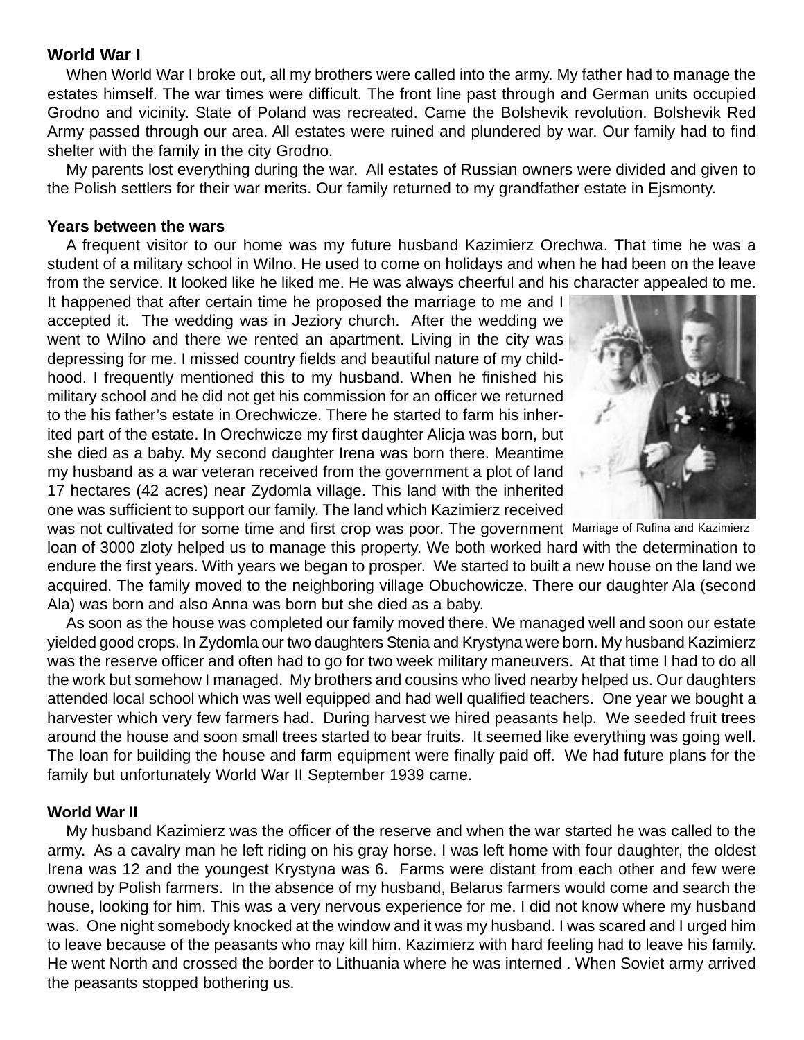## World War I

When World War I broke out, all my brothers were called into the army. My father had to manage the estates himself. The war times were difficult. The front line past through and German units occupied Grodno and vicinity. State of Poland was recreated. Came the Bolshevik revolution. Bolshevik Red Army passed through our area. All estates were ruined and plundered by war. Our family had to find shelter with the family in the city Grodno.

My parents lost everything during the war. All estates of Russian owners were divided and given to the Polish settlers for their war merits. Our family returned to my grandfather estate in Ejsmonty.

## Years between the wars

A frequent visitor to our home was my future husband Kazimierz Orechwa. That time he was a student of a military school in Wilno. He used to come on holidays and when he had been on the leave from the service. It looked like he liked me. He was always cheerful and his character appealed to me. It happened that after certain time he proposed the marriage to me and I accepted it. The wedding was in Jeziory church. After the wedding we went to Wilno and there we rented an apartment. Living in the city was depressing for me. I missed country fields and beautiful nature of my childhood. I frequently mentioned this to my husband. When he finished his military school and he did not get his commission for an officer we returned to the his father's estate in Orechwicze. There he started to farm his inherited part of the estate. In Orechwicze my first daughter Alicja was born, but she died as a baby. My second daughter Irena was born there. Meantime my husband as a war veteran received from the government a plot of land 17 hectares (42 acres) near Zydomla village. This land with the inherited one was sufficient to support our family. The land which Kazimierz received was not cultivated for some time and first crop was poor. The government loan of 3000 zloty helped us to manage this property. We both worked hard with the determination to endure the first years. With years we began to prosper. We started to built a new house on the land we acquired. The family moved to the neighboring village Obuchowicze. There our daughter Ala (second Ala) was born and also Anna was born but she died as a baby.

Marriage of Rufina and Kazimierz

As soon as the house was completed our family moved there. We managed well and soon our estate yielded good crops. In Zydomla our two daughters Stenia and Krystyna were born. My husband Kazimierz was the reserve officer and often had to go for two week military maneuvers. At that time I had to do all the work but somehow I managed. My brothers and cousins who lived nearby helped us. Our daughters attended local school which was well equipped and had well qualified teachers. One year we bought a harvester which very few farmers had. During harvest we hired peasants help. We seeded fruit trees around the house and soon small trees started to bear fruits. It seemed like everything was going well. The loan for building the house and farm equipment were finally paid off. We had future plans for the family but unfortunately World War II September 1939 came.

## World War II

My husband Kazimierz was the officer of the reserve and when the war started he was called to the army. As a cavalry man he left riding on his gray horse. I was left home with four daughter, the oldest Irena was 12 and the youngest Krystyna was 6. Farms were distant from each other and few were owned by Polish farmers. In the absence of my husband, Belarus farmers would come and search the house, looking for him. This was a very nervous experience for me. I did not know where my husband was. One night somebody knocked at the window and it was my husband. I was scared and I urged him to leave because of the peasants who may kill him. Kazimierz with hard feeling had to leave his family. He went North and crossed the border to Lithuania where he was interned . When Soviet army arrived the peasants stopped bothering us.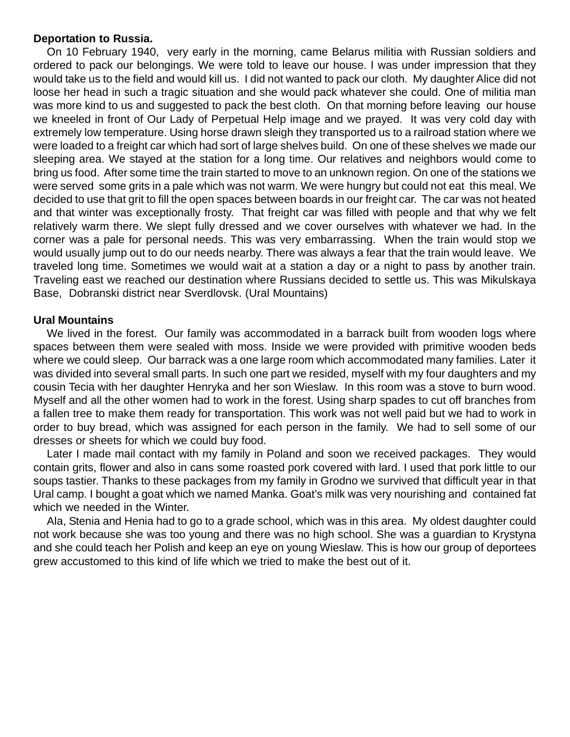**Deportation to Russia.**

On 10 February 1940, very early in the morning, came Belarus militia with Russian soldiers and ordered to pack our belongings. We were told to leave our house. I was under impression that they would take us to the field and would kill us. I did not wanted to pack our cloth. My daughter Alice did not loose her head in such a tragic situation and she would pack whatever she could. One of militia man was more kind to us and suggested to pack the best cloth. On that morning before leaving our house we kneeled in front of Our Lady of Perpetual Help image and we prayed. It was very cold day with extremely low temperature. Using horse drawn sleigh they transported us to a railroad station where we were loaded to a freight car which had sort of large shelves build. On one of these shelves we made our sleeping area. We stayed at the station for a long time. Our relatives and neighbors would come to bring us food. After some time the train started to move to an unknown region. On one of the stations we were served some grits in a pale which was not warm. We were hungry but could not eat this meal. We decided to use that grit to fill the open spaces between boards in our freight car. The car was not heated and that winter was exceptionally frosty. That freight car was filled with people and that why we felt relatively warm there. We slept fully dressed and we cover ourselves with whatever we had. In the corner was a pale for personal needs. This was very embarrassing. When the train would stop we would usually jump out to do our needs nearby. There was always a fear that the train would leave. We traveled long time. Sometimes we would wait at a station a day or a night to pass by another train. Traveling east we reached our destination where Russians decided to settle us. This was Mikulskaya Base, Dobranski district near Sverdlovsk. (Ural Mountains)

**Ural Mountains**

We lived in the forest. Our family was accommodated in a barrack built from wooden logs where spaces between them were sealed with moss. Inside we were provided with primitive wooden beds where we could sleep. Our barrack was a one large room which accommodated many families. Later it was divided into several small parts. In such one part we resided, myself with my four daughters and my cousin Tecia with her daughter Henryka and her son Wieslaw. In this room was a stove to burn wood. Myself and all the other women had to work in the forest. Using sharp spades to cut off branches from a fallen tree to make them ready for transportation. This work was not well paid but we had to work in order to buy bread, which was assigned for each person in the family. We had to sell some of our dresses or sheets for which we could buy food.

Later I made mail contact with my family in Poland and soon we received packages. They would contain grits, flower and also in cans some roasted pork covered with lard. I used that pork little to our soups tastier. Thanks to these packages from my family in Grodno we survived that difficult year in that Ural camp. I bought a goat which we named Manka. Goat's milk was very nourishing and contained fat which we needed in the Winter.

Ala, Stenia and Henia had to go to a grade school, which was in this area. My oldest daughter could not work because she was too young and there was no high school. She was a guardian to Krystyna and she could teach her Polish and keep an eye on young Wieslaw. This is how our group of deportees grew accustomed to this kind of life which we tried to make the best out of it.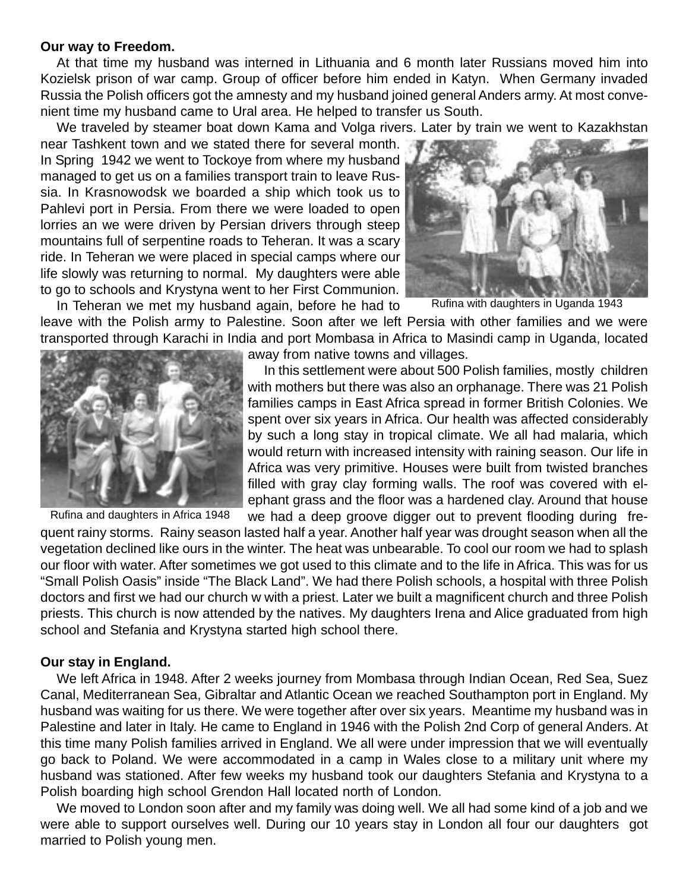**Our way to Freedom.**

At that time my husband was interned in Lithuania and 6 month later Russians moved him into Kozielsk prison of war camp. Group of officer before him ended in Katyn. When Germany invaded Russia the Polish officers got the amnesty and my husband joined general Anders army. At most convenient time my husband came to Ural area. He helped to transfer us South.

We traveled by steamer boat down Kama and Volga rivers. Later by train we went to Kazakhstan near Tashkent town and we stated there for several month. In Spring 1942 we went to Tockoye from where my husband managed to get us on a families transport train to leave Russia. In Krasnowodsk we boarded a ship which took us to Pahlevi port in Persia. From there we were loaded to open lorries an we were driven by Persian drivers through steep mountains full of serpentine roads to Teheran. It was a scary ride. In Teheran we were placed in special camps where our life slowly was returning to normal. My daughters were able to go to schools and Krystyna went to her First Communion.

Rufina with daughters in Uganda 1943

In Teheran we met my husband again, before he had to leave with the Polish army to Palestine. Soon after we left Persia with other families and we were transported through Karachi in India and port Mombasa in Africa to Masindi camp in Uganda, located away from native towns and villages.

Rufina and daughters in Africa 1948

In this settlement were about 500 Polish families, mostly children with mothers but there was also an orphanage. There was 21 Polish families camps in East Africa spread in former British Colonies. We spent over six years in Africa. Our health was affected considerably by such a long stay in tropical climate. We all had malaria, which would return with increased intensity with raining season. Our life in Africa was very primitive. Houses were built from twisted branches filled with gray clay forming walls. The roof was covered with elephant grass and the floor was a hardened clay. Around that house we had a deep groove digger out to prevent flooding during frequent rainy storms. Rainy season lasted half a year. Another half year was drought season when all the vegetation declined like ours in the winter. The heat was unbearable. To cool our room we had to splash our floor with water. After sometimes we got used to this climate and to the life in Africa. This was for us "Small Polish Oasis" inside "The Black Land". We had there Polish schools, a hospital with three Polish doctors and first we had our church w with a priest. Later we built a magnificent church and three Polish priests. This church is now attended by the natives. My daughters Irena and Alice graduated from high school and Stefania and Krystyna started high school there.

**Our stay in England.**

We left Africa in 1948. After 2 weeks journey from Mombasa through Indian Ocean, Red Sea, Suez Canal, Mediterranean Sea, Gibraltar and Atlantic Ocean we reached Southampton port in England. My husband was waiting for us there. We were together after over six years. Meantime my husband was in Palestine and later in Italy. He came to England in 1946 with the Polish 2nd Corp of general Anders. At this time many Polish families arrived in England. We all were under impression that we will eventually go back to Poland. We were accommodated in a camp in Wales close to a military unit where my husband was stationed. After few weeks my husband took our daughters Stefania and Krystyna to a Polish boarding high school Grendon Hall located north of London.

We moved to London soon after and my family was doing well. We all had some kind of a job and we were able to support ourselves well. During our 10 years stay in London all four our daughters got married to Polish young men.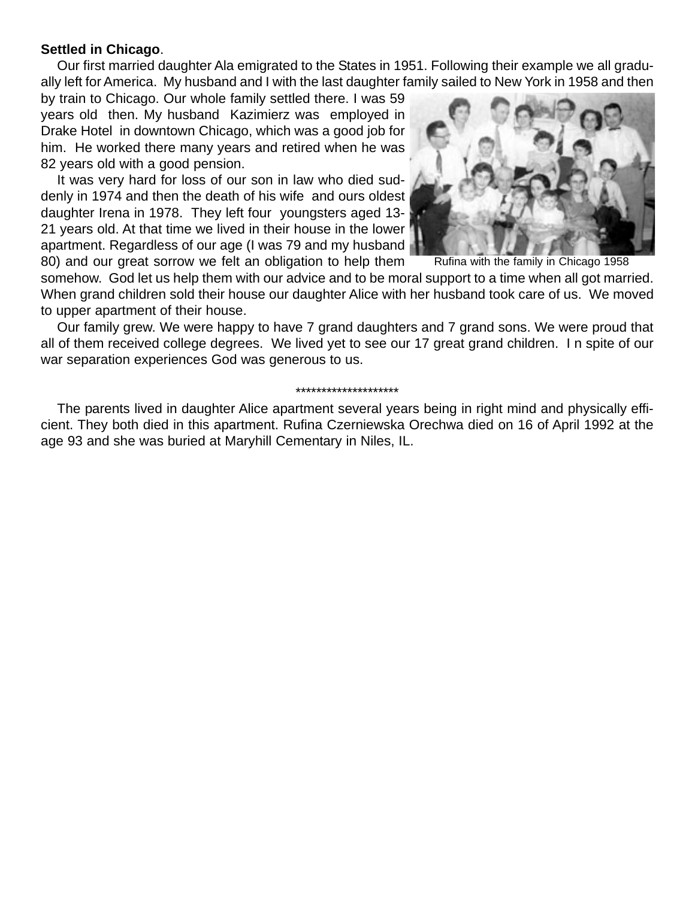**Settled in Chicago**.

Our first married daughter Ala emigrated to the States in 1951. Following their example we all gradually left for America. My husband and I with the last daughter family sailed to New York in 1958 and then by train to Chicago. Our whole family settled there. I was 59 years old then. My husband Kazimierz was employed in Drake Hotel in downtown Chicago, which was a good job for him. He worked there many years and retired when he was 82 years old with a good pension.

It was very hard for loss of our son in law who died suddenly in 1974 and then the death of his wife and ours oldest daughter Irena in 1978. They left four youngsters aged 13-21 years old. At that time we lived in their house in the lower apartment. Regardless of our age (I was 79 and my husband 80) and our great sorrow we felt an obligation to help them somehow. God let us help them with our advice and to be moral support to a time when all got married. When grand children sold their house our daughter Alice with her husband took care of us. We moved to upper apartment of their house.

Rufina with the family in Chicago 1958

Our family grew. We were happy to have 7 grand daughters and 7 grand sons. We were proud that all of them received college degrees. We lived yet to see our 17 great grand children. I n spite of our war separation experiences God was generous to us.

********************

The parents lived in daughter Alice apartment several years being in right mind and physically efficient. They both died in this apartment. Rufina Czerniewska Orechwa died on 16 of April 1992 at the age 93 and she was buried at Maryhill Cementary in Niles, IL.